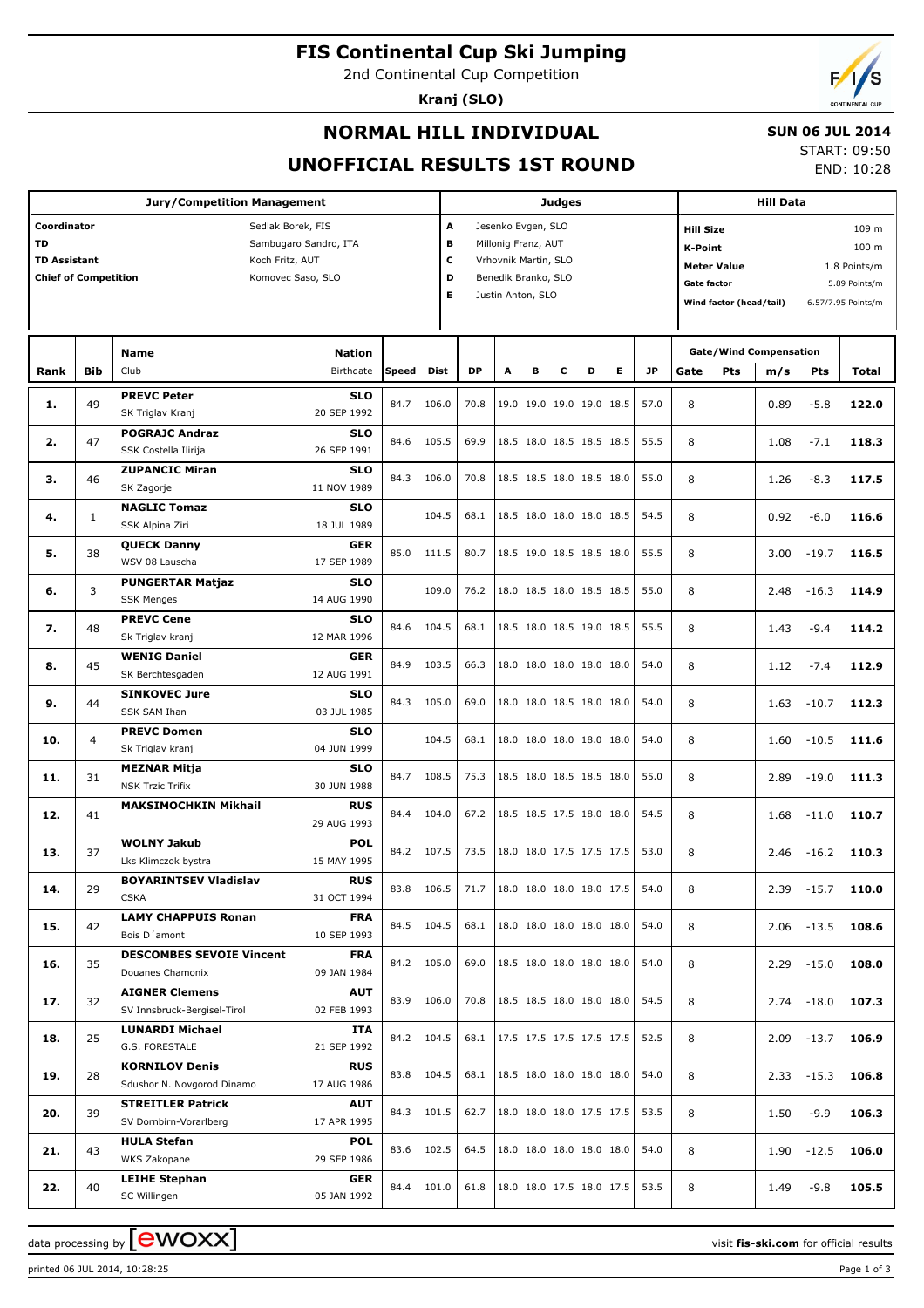# FIS Continental Cup Ski Jumping

2nd Continental Cup Competition

**Kranj (SLO)**

## NORMAL HILL INDIVIDUAL

**SUN 06 JUL 2014**

START: 09:50
END: 10:28

## UNOFFICIAL RESULTS 1ST ROUND

| Jury/Competition Management | | Judges | | Hill Data | |
|---|---|---|---|---|---|
| Coordinator | Sedlak Borek, FIS | A | Jesenko Evgen, SLO | Hill Size | 109 m |
| TD | Sambugaro Sandro, ITA | B | Millonig Franz, AUT | K-Point | 100 m |
| TD Assistant | Koch Fritz, AUT | C | Vrhovnik Martin, SLO | Meter Value | 1.8 Points/m |
| Chief of Competition | Komovec Saso, SLO | D | Benedik Branko, SLO | Gate factor | 5.89 Points/m |
| | | E | Justin Anton, SLO | Wind factor (head/tail) | 6.57/7.95 Points/m |

| Rank | Bib | Name / Club | Nation / Birthdate | Speed | Dist | DP | A | B | C | D | E | JP | Gate | Pts | m/s | Pts | Total |
|---|---|---|---|---|---|---|---|---|---|---|---|---|---|---|---|---|---|
| 1. | 49 | **PREVC Peter** SK Triglav Kranj | **SLO** 20 SEP 1992 | 84.7 | 106.0 | 70.8 | 19.0 | 19.0 | 19.0 | 19.0 | 18.5 | 57.0 | 8 | | 0.89 | -5.8 | **122.0** |
| 2. | 47 | **POGRAJC Andraz** SSK Costella Ilirija | **SLO** 26 SEP 1991 | 84.6 | 105.5 | 69.9 | 18.5 | 18.0 | 18.5 | 18.5 | 18.5 | 55.5 | 8 | | 1.08 | -7.1 | **118.3** |
| 3. | 46 | **ZUPANCIC Miran** SK Zagorje | **SLO** 11 NOV 1989 | 84.3 | 106.0 | 70.8 | 18.5 | 18.5 | 18.0 | 18.5 | 18.0 | 55.0 | 8 | | 1.26 | -8.3 | **117.5** |
| 4. | 1 | **NAGLIC Tomaz** SSK Alpina Ziri | **SLO** 18 JUL 1989 | | 104.5 | 68.1 | 18.5 | 18.0 | 18.0 | 18.0 | 18.5 | 54.5 | 8 | | 0.92 | -6.0 | **116.6** |
| 5. | 38 | **QUECK Danny** WSV 08 Lauscha | **GER** 17 SEP 1989 | 85.0 | 111.5 | 80.7 | 18.5 | 19.0 | 18.5 | 18.5 | 18.0 | 55.5 | 8 | | 3.00 | -19.7 | **116.5** |
| 6. | 3 | **PUNGERTAR Matjaz** SSK Menges | **SLO** 14 AUG 1990 | | 109.0 | 76.2 | 18.0 | 18.5 | 18.0 | 18.5 | 18.5 | 55.0 | 8 | | 2.48 | -16.3 | **114.9** |
| 7. | 48 | **PREVC Cene** Sk Triglav kranj | **SLO** 12 MAR 1996 | 84.6 | 104.5 | 68.1 | 18.5 | 18.0 | 18.5 | 19.0 | 18.5 | 55.5 | 8 | | 1.43 | -9.4 | **114.2** |
| 8. | 45 | **WENIG Daniel** SK Berchtesgaden | **GER** 12 AUG 1991 | 84.9 | 103.5 | 66.3 | 18.0 | 18.0 | 18.0 | 18.0 | 18.0 | 54.0 | 8 | | 1.12 | -7.4 | **112.9** |
| 9. | 44 | **SINKOVEC Jure** SSK SAM Ihan | **SLO** 03 JUL 1985 | 84.3 | 105.0 | 69.0 | 18.0 | 18.0 | 18.5 | 18.0 | 18.0 | 54.0 | 8 | | 1.63 | -10.7 | **112.3** |
| 10. | 4 | **PREVC Domen** Sk Triglav kranj | **SLO** 04 JUN 1999 | | 104.5 | 68.1 | 18.0 | 18.0 | 18.0 | 18.0 | 18.0 | 54.0 | 8 | | 1.60 | -10.5 | **111.6** |
| 11. | 31 | **MEZNAR Mitja** NSK Trzic Trifix | **SLO** 30 JUN 1988 | 84.7 | 108.5 | 75.3 | 18.5 | 18.0 | 18.5 | 18.5 | 18.0 | 55.0 | 8 | | 2.89 | -19.0 | **111.3** |
| 12. | 41 | **MAKSIMOCHKIN Mikhail** | **RUS** 29 AUG 1993 | 84.4 | 104.0 | 67.2 | 18.5 | 18.5 | 17.5 | 18.0 | 18.0 | 54.5 | 8 | | 1.68 | -11.0 | **110.7** |
| 13. | 37 | **WOLNY Jakub** Lks Klimczok bystra | **POL** 15 MAY 1995 | 84.2 | 107.5 | 73.5 | 18.0 | 18.0 | 17.5 | 17.5 | 17.5 | 53.0 | 8 | | 2.46 | -16.2 | **110.3** |
| 14. | 29 | **BOYARINTSEV Vladislav** CSKA | **RUS** 31 OCT 1994 | 83.8 | 106.5 | 71.7 | 18.0 | 18.0 | 18.0 | 18.0 | 17.5 | 54.0 | 8 | | 2.39 | -15.7 | **110.0** |
| 15. | 42 | **LAMY CHAPPUIS Ronan** Bois D´amont | **FRA** 10 SEP 1993 | 84.5 | 104.5 | 68.1 | 18.0 | 18.0 | 18.0 | 18.0 | 18.0 | 54.0 | 8 | | 2.06 | -13.5 | **108.6** |
| 16. | 35 | **DESCOMBES SEVOIE Vincent** Douanes Chamonix | **FRA** 09 JAN 1984 | 84.2 | 105.0 | 69.0 | 18.5 | 18.0 | 18.0 | 18.0 | 18.0 | 54.0 | 8 | | 2.29 | -15.0 | **108.0** |
| 17. | 32 | **AIGNER Clemens** SV Innsbruck-Bergisel-Tirol | **AUT** 02 FEB 1993 | 83.9 | 106.0 | 70.8 | 18.5 | 18.5 | 18.0 | 18.0 | 18.0 | 54.5 | 8 | | 2.74 | -18.0 | **107.3** |
| 18. | 25 | **LUNARDI Michael** G.S. FORESTALE | **ITA** 21 SEP 1992 | 84.2 | 104.5 | 68.1 | 17.5 | 17.5 | 17.5 | 17.5 | 17.5 | 52.5 | 8 | | 2.09 | -13.7 | **106.9** |
| 19. | 28 | **KORNILOV Denis** Sdushor N. Novgorod Dinamo | **RUS** 17 AUG 1986 | 83.8 | 104.5 | 68.1 | 18.5 | 18.0 | 18.0 | 18.0 | 18.0 | 54.0 | 8 | | 2.33 | -15.3 | **106.8** |
| 20. | 39 | **STREITLER Patrick** SV Dornbirn-Vorarlberg | **AUT** 17 APR 1995 | 84.3 | 101.5 | 62.7 | 18.0 | 18.0 | 18.0 | 17.5 | 17.5 | 53.5 | 8 | | 1.50 | -9.9 | **106.3** |
| 21. | 43 | **HULA Stefan** WKS Zakopane | **POL** 29 SEP 1986 | 83.6 | 102.5 | 64.5 | 18.0 | 18.0 | 18.0 | 18.0 | 18.0 | 54.0 | 8 | | 1.90 | -12.5 | **106.0** |
| 22. | 40 | **LEIHE Stephan** SC Willingen | **GER** 05 JAN 1992 | 84.4 | 101.0 | 61.8 | 18.0 | 18.0 | 17.5 | 18.0 | 17.5 | 53.5 | 8 | | 1.49 | -9.8 | **105.5** |

data processing by ewoxx — visit **fis-ski.com** for official results

printed 06 JUL 2014, 10:28:25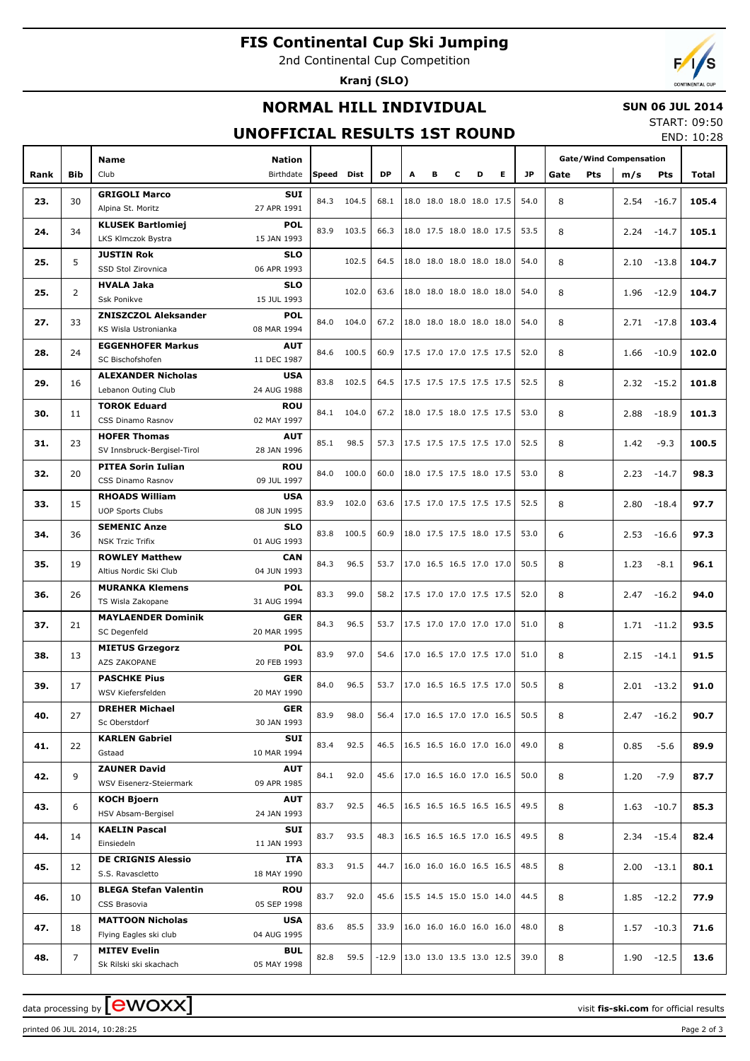# FIS Continental Cup Ski Jumping

2nd Continental Cup Competition

**Kranj (SLO)**

## NORMAL HILL INDIVIDUAL

## UNOFFICIAL RESULTS 1ST ROUND

**SUN 06 JUL 2014**

START: 09:50

END: 10:28

| Rank | Bib | Name / Club | Nation / Birthdate | Speed | Dist | DP | A | B | C | D | E | JP | Gate | Pts | m/s | Pts | Total |
|---|---|---|---|---|---|---|---|---|---|---|---|---|---|---|---|---|---|
| 23. | 30 | **GRIGOLI Marco** Alpina St. Moritz | **SUI** 27 APR 1991 | 84.3 | 104.5 | 68.1 | 18.0 | 18.0 | 18.0 | 18.0 | 17.5 | 54.0 | 8 | | 2.54 | -16.7 | **105.4** |
| 24. | 34 | **KLUSEK Bartlomiej** LKS Klmczok Bystra | **POL** 15 JAN 1993 | 83.9 | 103.5 | 66.3 | 18.0 | 17.5 | 18.0 | 18.0 | 17.5 | 53.5 | 8 | | 2.24 | -14.7 | **105.1** |
| 25. | 5 | **JUSTIN Rok** SSD Stol Zirovnica | **SLO** 06 APR 1993 | | 102.5 | 64.5 | 18.0 | 18.0 | 18.0 | 18.0 | 18.0 | 54.0 | 8 | | 2.10 | -13.8 | **104.7** |
| 25. | 2 | **HVALA Jaka** Ssk Ponikve | **SLO** 15 JUL 1993 | | 102.0 | 63.6 | 18.0 | 18.0 | 18.0 | 18.0 | 18.0 | 54.0 | 8 | | 1.96 | -12.9 | **104.7** |
| 27. | 33 | **ZNISZCZOL Aleksander** KS Wisla Ustronianka | **POL** 08 MAR 1994 | 84.0 | 104.0 | 67.2 | 18.0 | 18.0 | 18.0 | 18.0 | 18.0 | 54.0 | 8 | | 2.71 | -17.8 | **103.4** |
| 28. | 24 | **EGGENHOFER Markus** SC Bischofshofen | **AUT** 11 DEC 1987 | 84.6 | 100.5 | 60.9 | 17.5 | 17.0 | 17.0 | 17.5 | 17.5 | 52.0 | 8 | | 1.66 | -10.9 | **102.0** |
| 29. | 16 | **ALEXANDER Nicholas** Lebanon Outing Club | **USA** 24 AUG 1988 | 83.8 | 102.5 | 64.5 | 17.5 | 17.5 | 17.5 | 17.5 | 17.5 | 52.5 | 8 | | 2.32 | -15.2 | **101.8** |
| 30. | 11 | **TOROK Eduard** CSS Dinamo Rasnov | **ROU** 02 MAY 1997 | 84.1 | 104.0 | 67.2 | 18.0 | 17.5 | 18.0 | 17.5 | 17.5 | 53.0 | 8 | | 2.88 | -18.9 | **101.3** |
| 31. | 23 | **HOFER Thomas** SV Innsbruck-Bergisel-Tirol | **AUT** 28 JAN 1996 | 85.1 | 98.5 | 57.3 | 17.5 | 17.5 | 17.5 | 17.5 | 17.0 | 52.5 | 8 | | 1.42 | -9.3 | **100.5** |
| 32. | 20 | **PITEA Sorin Iulian** CSS Dinamo Rasnov | **ROU** 09 JUL 1997 | 84.0 | 100.0 | 60.0 | 18.0 | 17.5 | 17.5 | 18.0 | 17.5 | 53.0 | 8 | | 2.23 | -14.7 | **98.3** |
| 33. | 15 | **RHOADS William** UOP Sports Clubs | **USA** 08 JUN 1995 | 83.9 | 102.0 | 63.6 | 17.5 | 17.0 | 17.5 | 17.5 | 17.5 | 52.5 | 8 | | 2.80 | -18.4 | **97.7** |
| 34. | 36 | **SEMENIC Anze** NSK Trzic Trifix | **SLO** 01 AUG 1993 | 83.8 | 100.5 | 60.9 | 18.0 | 17.5 | 17.5 | 18.0 | 17.5 | 53.0 | 6 | | 2.53 | -16.6 | **97.3** |
| 35. | 19 | **ROWLEY Matthew** Altius Nordic Ski Club | **CAN** 04 JUN 1993 | 84.3 | 96.5 | 53.7 | 17.0 | 16.5 | 16.5 | 17.0 | 17.0 | 50.5 | 8 | | 1.23 | -8.1 | **96.1** |
| 36. | 26 | **MURANKA Klemens** TS Wisla Zakopane | **POL** 31 AUG 1994 | 83.3 | 99.0 | 58.2 | 17.5 | 17.0 | 17.0 | 17.5 | 17.5 | 52.0 | 8 | | 2.47 | -16.2 | **94.0** |
| 37. | 21 | **MAYLAENDER Dominik** SC Degenfeld | **GER** 20 MAR 1995 | 84.3 | 96.5 | 53.7 | 17.5 | 17.0 | 17.0 | 17.0 | 17.0 | 51.0 | 8 | | 1.71 | -11.2 | **93.5** |
| 38. | 13 | **MIETUS Grzegorz** AZS ZAKOPANE | **POL** 20 FEB 1993 | 83.9 | 97.0 | 54.6 | 17.0 | 16.5 | 17.0 | 17.5 | 17.0 | 51.0 | 8 | | 2.15 | -14.1 | **91.5** |
| 39. | 17 | **PASCHKE Pius** WSV Kiefersfelden | **GER** 20 MAY 1990 | 84.0 | 96.5 | 53.7 | 17.0 | 16.5 | 16.5 | 17.5 | 17.0 | 50.5 | 8 | | 2.01 | -13.2 | **91.0** |
| 40. | 27 | **DREHER Michael** Sc Oberstdorf | **GER** 30 JAN 1993 | 83.9 | 98.0 | 56.4 | 17.0 | 16.5 | 17.0 | 17.0 | 16.5 | 50.5 | 8 | | 2.47 | -16.2 | **90.7** |
| 41. | 22 | **KARLEN Gabriel** Gstaad | **SUI** 10 MAR 1994 | 83.4 | 92.5 | 46.5 | 16.5 | 16.5 | 16.0 | 17.0 | 16.0 | 49.0 | 8 | | 0.85 | -5.6 | **89.9** |
| 42. | 9 | **ZAUNER David** WSV Eisenerz-Steiermark | **AUT** 09 APR 1985 | 84.1 | 92.0 | 45.6 | 17.0 | 16.5 | 16.0 | 17.0 | 16.5 | 50.0 | 8 | | 1.20 | -7.9 | **87.7** |
| 43. | 6 | **KOCH Bjoern** HSV Absam-Bergisel | **AUT** 24 JAN 1993 | 83.7 | 92.5 | 46.5 | 16.5 | 16.5 | 16.5 | 16.5 | 16.5 | 49.5 | 8 | | 1.63 | -10.7 | **85.3** |
| 44. | 14 | **KAELIN Pascal** Einsiedeln | **SUI** 11 JAN 1993 | 83.7 | 93.5 | 48.3 | 16.5 | 16.5 | 16.5 | 17.0 | 16.5 | 49.5 | 8 | | 2.34 | -15.4 | **82.4** |
| 45. | 12 | **DE CRIGNIS Alessio** S.S. Ravascletto | **ITA** 18 MAY 1990 | 83.3 | 91.5 | 44.7 | 16.0 | 16.0 | 16.0 | 16.5 | 16.5 | 48.5 | 8 | | 2.00 | -13.1 | **80.1** |
| 46. | 10 | **BLEGA Stefan Valentin** CSS Brasovia | **ROU** 05 SEP 1998 | 83.7 | 92.0 | 45.6 | 15.5 | 14.5 | 15.0 | 15.0 | 14.0 | 44.5 | 8 | | 1.85 | -12.2 | **77.9** |
| 47. | 18 | **MATTOON Nicholas** Flying Eagles ski club | **USA** 04 AUG 1995 | 83.6 | 85.5 | 33.9 | 16.0 | 16.0 | 16.0 | 16.0 | 16.0 | 48.0 | 8 | | 1.57 | -10.3 | **71.6** |
| 48. | 7 | **MITEV Evelin** Sk Rilski ski skachach | **BUL** 05 MAY 1998 | 82.8 | 59.5 | -12.9 | 13.0 | 13.0 | 13.5 | 13.0 | 12.5 | 39.0 | 8 | | 1.90 | -12.5 | **13.6** |

data processing by EWOXX — visit **fis-ski.com** for official results

printed 06 JUL 2014, 10:28:25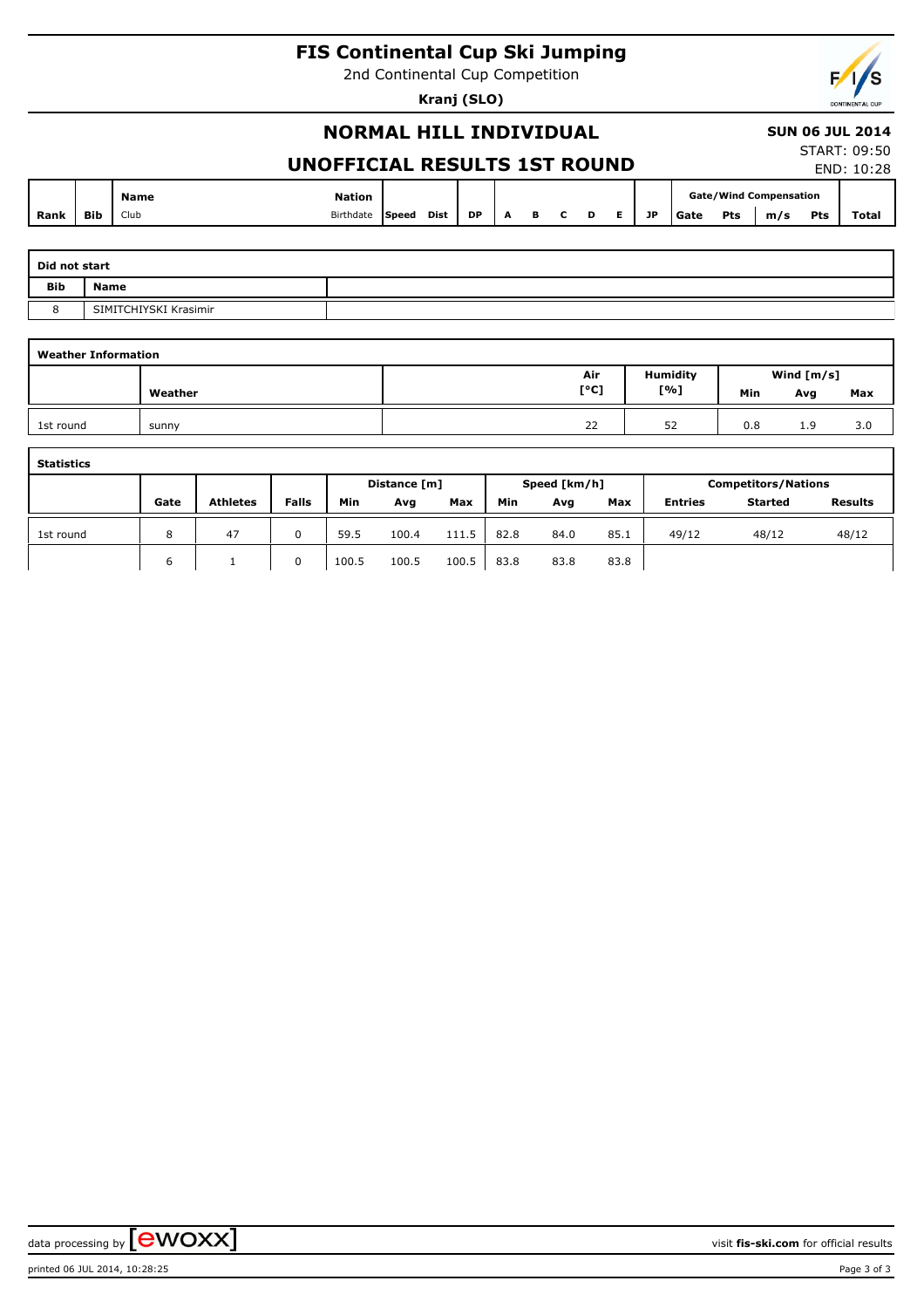# FIS Continental Cup Ski Jumping

2nd Continental Cup Competition

**Kranj (SLO)**

## NORMAL HILL INDIVIDUAL

**SUN 06 JUL 2014**

START: 09:50

END: 10:28

## UNOFFICIAL RESULTS 1ST ROUND

| Rank | Bib | Name / Club | Nation / Birthdate | Speed | Dist | DP | A | B | C | D | E | JP | Gate | Pts | m/s | Pts | Total |
|---|---|---|---|---|---|---|---|---|---|---|---|---|---|---|---|---|---|

**Did not start**

| Bib | Name |
|---|---|
| 8 | SIMITCHIYSKI Krasimir |

**Weather Information**

| | Weather | Air [°C] | Humidity [%] | Wind [m/s] Min | Avg | Max |
|---|---|---|---|---|---|---|
| 1st round | sunny | 22 | 52 | 0.8 | 1.9 | 3.0 |

**Statistics**

| | Gate | Athletes | Falls | Distance [m] | | | Speed [km/h] | | | Competitors/Nations | | |
|---|---|---|---|---|---|---|---|---|---|---|---|---|
| | | | | Min | Avg | Max | Min | Avg | Max | Entries | Started | Results |
| 1st round | 8 | 47 | 0 | 59.5 | 100.4 | 111.5 | 82.8 | 84.0 | 85.1 | 49/12 | 48/12 | 48/12 |
| | 6 | 1 | 0 | 100.5 | 100.5 | 100.5 | 83.8 | 83.8 | 83.8 | | | |

data processing by [ewoxx]

visit **fis-ski.com** for official results

printed 06 JUL 2014, 10:28:25